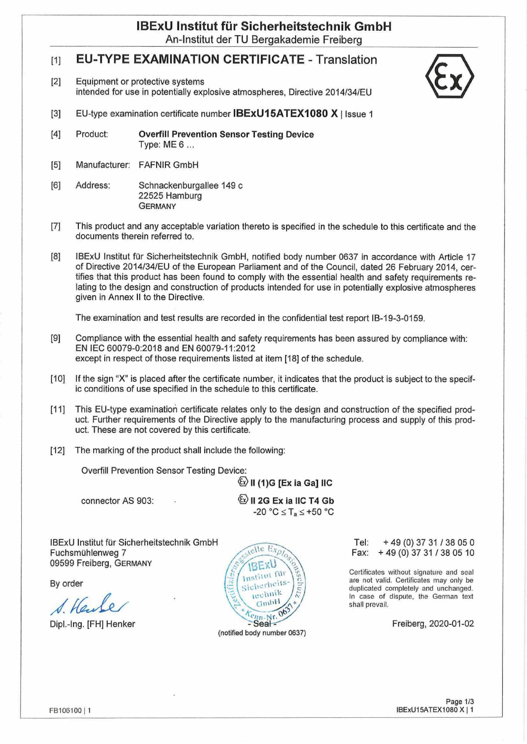# IBExU Institut für Sicherheitstechnik GmbH

An-Institut der TU Bergakademie Freiberg

## [1] EU-TYPE EXAMINATION CERTIFICATE - Translation

[2] Equipment or protective systems
intended for use in potentially explosive atmospheres, Directive 2014/34/EU

[3] EU-type examination certificate number **IBExU15ATEX1080 X** | Issue 1

[4] Product: **Overfill Prevention Sensor Testing Device**
Type: ME 6 ...

[5] Manufacturer: FAFNIR GmbH

[6] Address: Schnackenburgallee 149 c
22525 Hamburg
GERMANY

[7] This product and any acceptable variation thereto is specified in the schedule to this certificate and the documents therein referred to.

[8] IBExU Institut für Sicherheitstechnik GmbH, notified body number 0637 in accordance with Article 17 of Directive 2014/34/EU of the European Parliament and of the Council, dated 26 February 2014, certifies that this product has been found to comply with the essential health and safety requirements relating to the design and construction of products intended for use in potentially explosive atmospheres given in Annex II to the Directive.

The examination and test results are recorded in the confidential test report IB-19-3-0159.

[9] Compliance with the essential health and safety requirements has been assured by compliance with:
EN IEC 60079-0:2018 and EN 60079-11:2012
except in respect of those requirements listed at item [18] of the schedule.

[10] If the sign "X" is placed after the certificate number, it indicates that the product is subject to the specific conditions of use specified in the schedule to this certificate.

[11] This EU-type examination certificate relates only to the design and construction of the specified product. Further requirements of the Directive apply to the manufacturing process and supply of this product. These are not covered by this certificate.

[12] The marking of the product shall include the following:

Overfill Prevention Sensor Testing Device: **Ex II (1)G [Ex ia Ga] IIC**

connector AS 903: **Ex II 2G Ex ia IIC T4 Gb**
-20 °C ≤ $T_a$ ≤ +50 °C

IBExU Institut für Sicherheitstechnik GmbH
Fuchsmühlenweg 7
09599 Freiberg, GERMANY

By order

Dipl.-Ing. [FH] Henker

- Seal -
(notified body number 0637)

Tel: + 49 (0) 37 31 / 38 05 0
Fax: + 49 (0) 37 31 / 38 05 10

Certificates without signature and seal are not valid. Certificates may only be duplicated completely and unchanged. In case of dispute, the German text shall prevail.

Freiberg, 2020-01-02

FB106100 | 1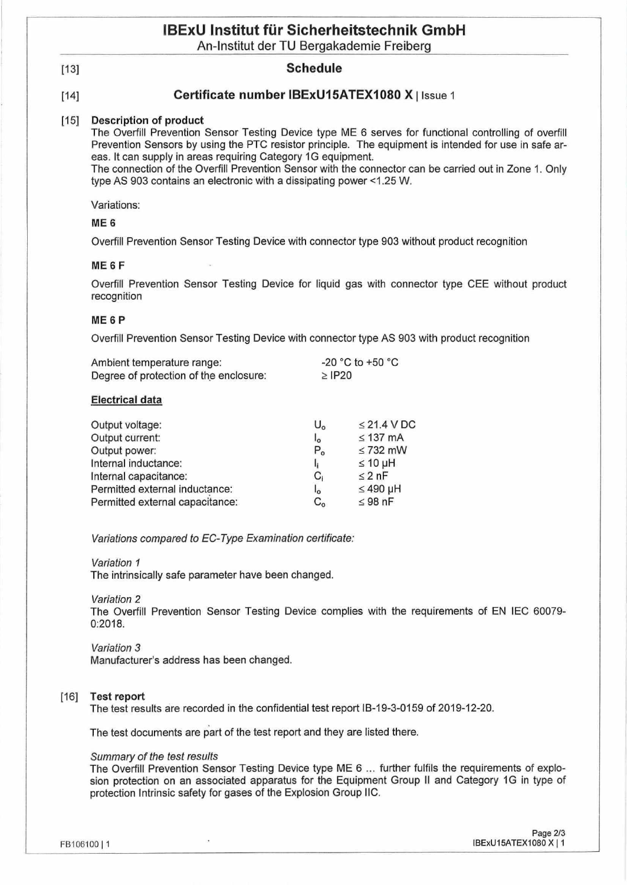# IBExU Institut für Sicherheitstechnik GmbH

An-Institut der TU Bergakademie Freiberg

[13] **Schedule**

[14] **Certificate number IBExU15ATEX1080 X** | Issue 1

[15] **Description of product**

The Overfill Prevention Sensor Testing Device type ME 6 serves for functional controlling of overfill Prevention Sensors by using the PTC resistor principle. The equipment is intended for use in safe areas. It can supply in areas requiring Category 1G equipment.
The connection of the Overfill Prevention Sensor with the connector can be carried out in Zone 1. Only type AS 903 contains an electronic with a dissipating power <1.25 W.

Variations:

**ME 6**

Overfill Prevention Sensor Testing Device with connector type 903 without product recognition

**ME 6 F**

Overfill Prevention Sensor Testing Device for liquid gas with connector type CEE without product recognition

**ME 6 P**

Overfill Prevention Sensor Testing Device with connector type AS 903 with product recognition

| | |
|---|---|
| Ambient temperature range: | -20 °C to +50 °C |
| Degree of protection of the enclosure: | ≥ IP20 |

**Electrical data**

| | | |
|---|---|---|
| Output voltage: | $U_o$ | ≤ 21.4 V DC |
| Output current: | $I_o$ | ≤ 137 mA |
| Output power: | $P_o$ | ≤ 732 mW |
| Internal inductance: | $I_i$ | ≤ 10 µH |
| Internal capacitance: | $C_i$ | ≤ 2 nF |
| Permitted external inductance: | $I_o$ | ≤ 490 µH |
| Permitted external capacitance: | $C_o$ | ≤ 98 nF |

*Variations compared to EC-Type Examination certificate:*

*Variation 1*
The intrinsically safe parameter have been changed.

*Variation 2*
The Overfill Prevention Sensor Testing Device complies with the requirements of EN IEC 60079-0:2018.

*Variation 3*
Manufacturer's address has been changed.

[16] **Test report**

The test results are recorded in the confidential test report IB-19-3-0159 of 2019-12-20.

The test documents are part of the test report and they are listed there.

*Summary of the test results*
The Overfill Prevention Sensor Testing Device type ME 6 ... further fulfils the requirements of explosion protection on an associated apparatus for the Equipment Group II and Category 1G in type of protection Intrinsic safety for gases of the Explosion Group IIC.

FB106100 | 1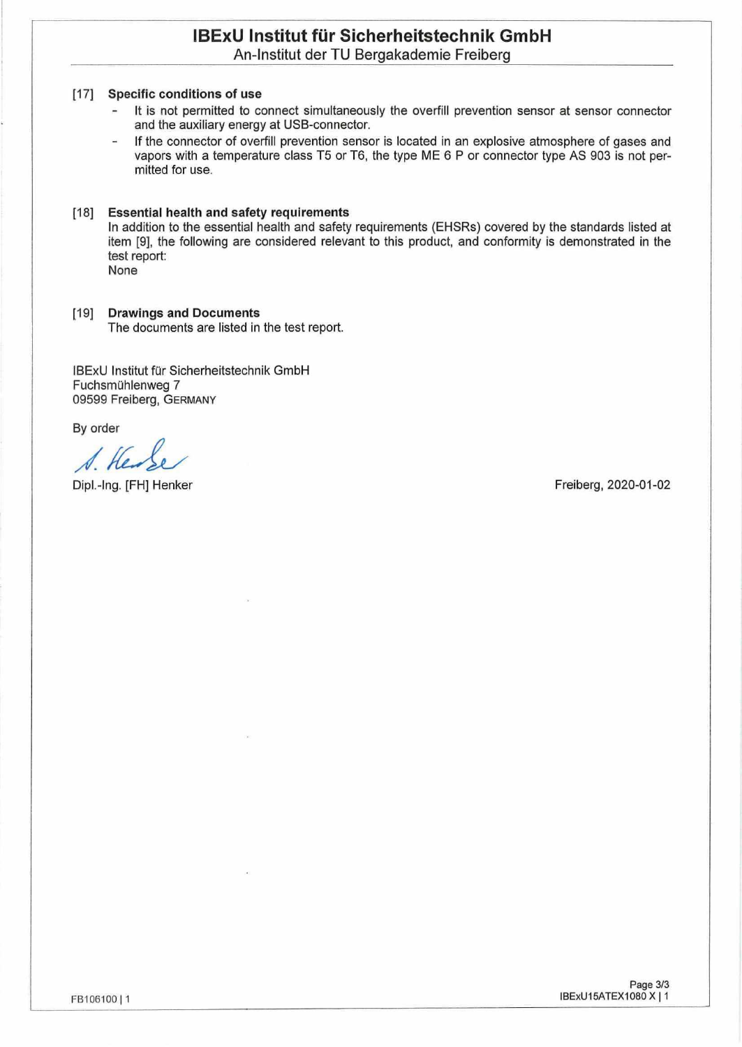## [17] Specific conditions of use

- It is not permitted to connect simultaneously the overfill prevention sensor at sensor connector and the auxiliary energy at USB-connector.
- If the connector of overfill prevention sensor is located in an explosive atmosphere of gases and vapors with a temperature class T5 or T6, the type ME 6 P or connector type AS 903 is not permitted for use.

## [18] Essential health and safety requirements

In addition to the essential health and safety requirements (EHSRs) covered by the standards listed at item [9], the following are considered relevant to this product, and conformity is demonstrated in the test report:
None

## [19] Drawings and Documents

The documents are listed in the test report.

IBExU Institut für Sicherheitstechnik GmbH
Fuchsmühlenweg 7
09599 Freiberg, GERMANY

By order

Dipl.-Ing. [FH] Henker

Freiberg, 2020-01-02

FB106100 | 1

IBExU15ATEX1080 X | 1